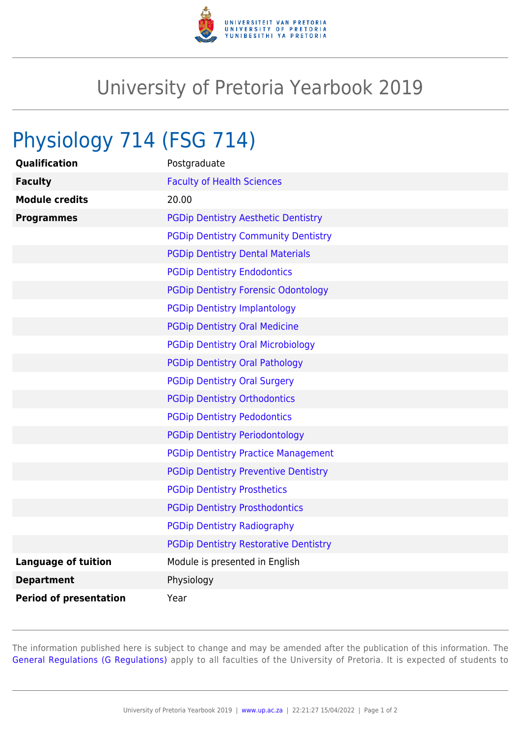# University of Pretoria Yearbook 2019

## Physiology 714 (FSG 714)

| | |
|---|---|
| **Qualification** | Postgraduate |
| **Faculty** | Faculty of Health Sciences |
| **Module credits** | 20.00 |
| **Programmes** | PGDip Dentistry Aesthetic Dentistry |
| | PGDip Dentistry Community Dentistry |
| | PGDip Dentistry Dental Materials |
| | PGDip Dentistry Endodontics |
| | PGDip Dentistry Forensic Odontology |
| | PGDip Dentistry Implantology |
| | PGDip Dentistry Oral Medicine |
| | PGDip Dentistry Oral Microbiology |
| | PGDip Dentistry Oral Pathology |
| | PGDip Dentistry Oral Surgery |
| | PGDip Dentistry Orthodontics |
| | PGDip Dentistry Pedodontics |
| | PGDip Dentistry Periodontology |
| | PGDip Dentistry Practice Management |
| | PGDip Dentistry Preventive Dentistry |
| | PGDip Dentistry Prosthetics |
| | PGDip Dentistry Prosthodontics |
| | PGDip Dentistry Radiography |
| | PGDip Dentistry Restorative Dentistry |
| **Language of tuition** | Module is presented in English |
| **Department** | Physiology |
| **Period of presentation** | Year |

The information published here is subject to change and may be amended after the publication of this information. The General Regulations (G Regulations) apply to all faculties of the University of Pretoria. It is expected of students to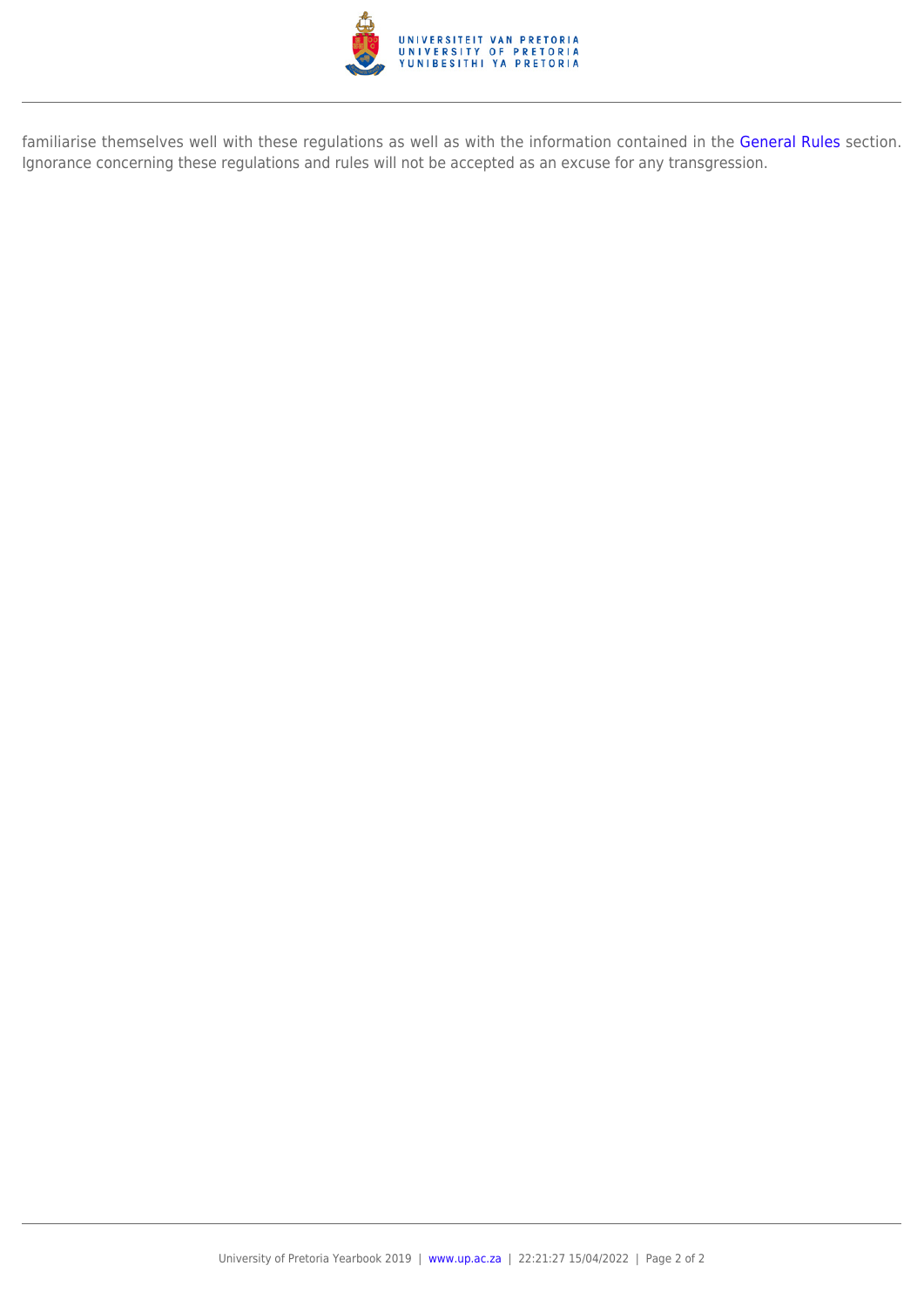familiarise themselves well with these regulations as well as with the information contained in the General Rules section. Ignorance concerning these regulations and rules will not be accepted as an excuse for any transgression.